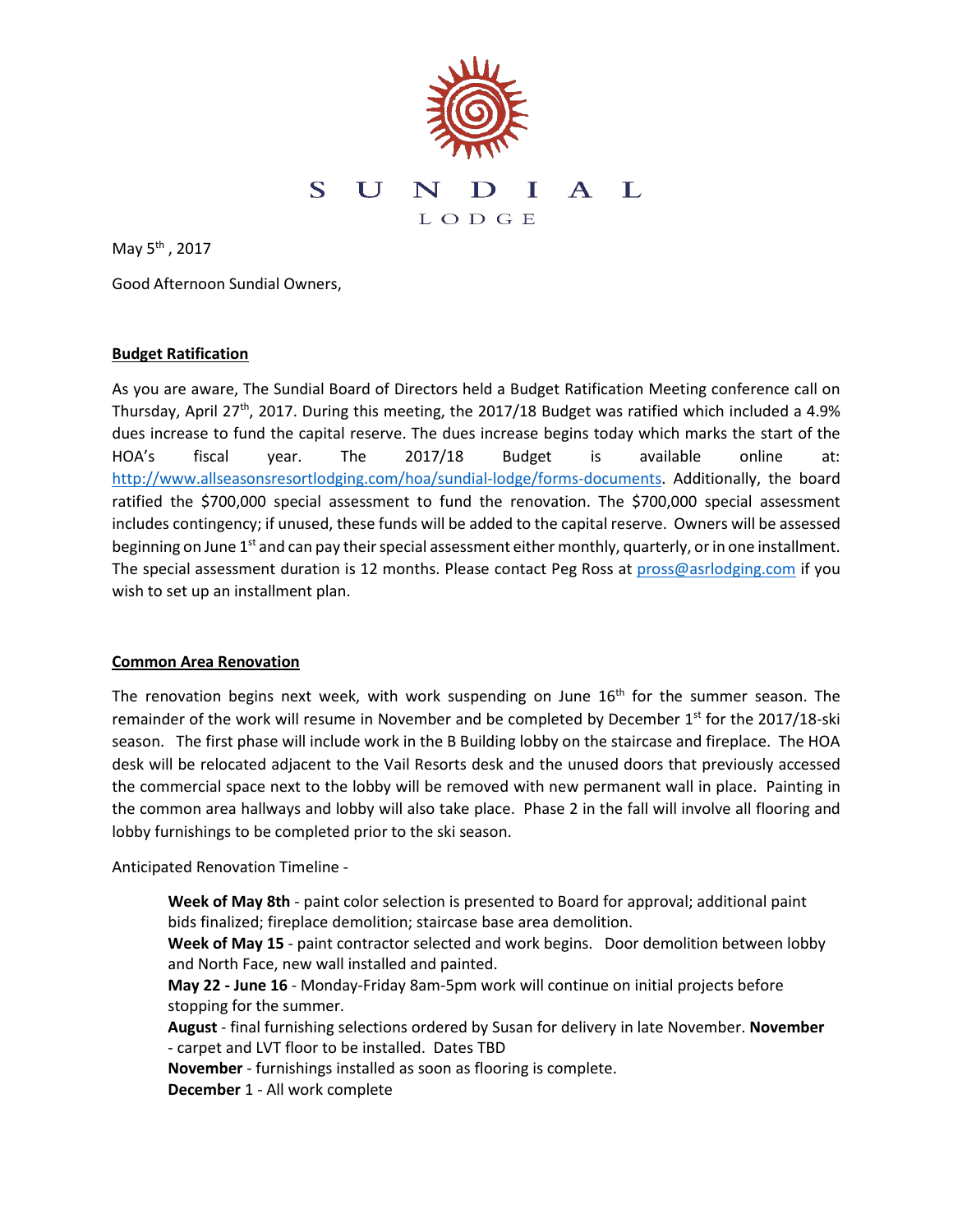# SUNDIAL

LODGE

May 5th , 2017

Good Afternoon Sundial Owners,

**Budget Ratification**

As you are aware, The Sundial Board of Directors held a Budget Ratification Meeting conference call on Thursday, April 27th, 2017. During this meeting, the 2017/18 Budget was ratified which included a 4.9% dues increase to fund the capital reserve. The dues increase begins today which marks the start of the HOA's fiscal year. The 2017/18 Budget is available online at: http://www.allseasonsresortlodging.com/hoa/sundial-lodge/forms-documents. Additionally, the board ratified the $700,000 special assessment to fund the renovation. The $700,000 special assessment includes contingency; if unused, these funds will be added to the capital reserve. Owners will be assessed beginning on June 1st and can pay their special assessment either monthly, quarterly, or in one installment. The special assessment duration is 12 months. Please contact Peg Ross at pross@asrlodging.com if you wish to set up an installment plan.

**Common Area Renovation**

The renovation begins next week, with work suspending on June 16th for the summer season. The remainder of the work will resume in November and be completed by December 1st for the 2017/18-ski season. The first phase will include work in the B Building lobby on the staircase and fireplace. The HOA desk will be relocated adjacent to the Vail Resorts desk and the unused doors that previously accessed the commercial space next to the lobby will be removed with new permanent wall in place. Painting in the common area hallways and lobby will also take place. Phase 2 in the fall will involve all flooring and lobby furnishings to be completed prior to the ski season.

Anticipated Renovation Timeline -

**Week of May 8th** - paint color selection is presented to Board for approval; additional paint bids finalized; fireplace demolition; staircase base area demolition.
**Week of May 15** - paint contractor selected and work begins. Door demolition between lobby and North Face, new wall installed and painted.
**May 22 - June 16** - Monday-Friday 8am-5pm work will continue on initial projects before stopping for the summer.
**August** - final furnishing selections ordered by Susan for delivery in late November. **November** - carpet and LVT floor to be installed. Dates TBD
**November** - furnishings installed as soon as flooring is complete.
**December** 1 - All work complete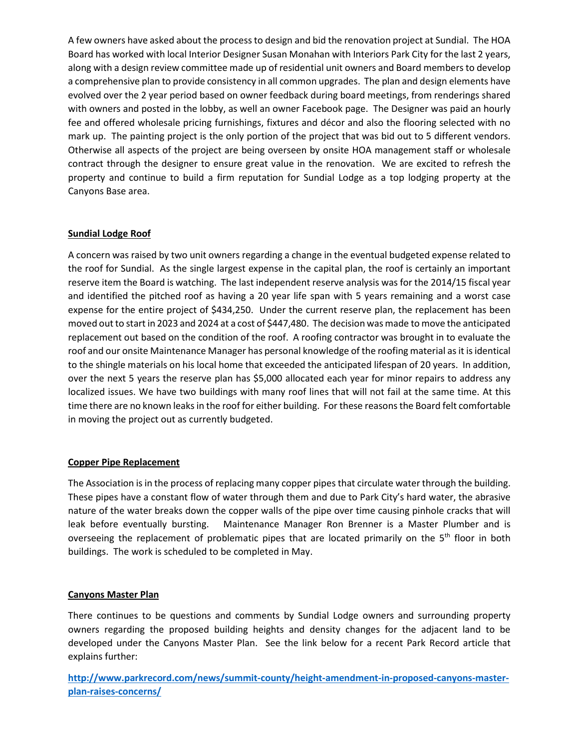A few owners have asked about the process to design and bid the renovation project at Sundial. The HOA Board has worked with local Interior Designer Susan Monahan with Interiors Park City for the last 2 years, along with a design review committee made up of residential unit owners and Board members to develop a comprehensive plan to provide consistency in all common upgrades. The plan and design elements have evolved over the 2 year period based on owner feedback during board meetings, from renderings shared with owners and posted in the lobby, as well an owner Facebook page. The Designer was paid an hourly fee and offered wholesale pricing furnishings, fixtures and décor and also the flooring selected with no mark up. The painting project is the only portion of the project that was bid out to 5 different vendors. Otherwise all aspects of the project are being overseen by onsite HOA management staff or wholesale contract through the designer to ensure great value in the renovation. We are excited to refresh the property and continue to build a firm reputation for Sundial Lodge as a top lodging property at the Canyons Base area.

**Sundial Lodge Roof**

A concern was raised by two unit owners regarding a change in the eventual budgeted expense related to the roof for Sundial. As the single largest expense in the capital plan, the roof is certainly an important reserve item the Board is watching. The last independent reserve analysis was for the 2014/15 fiscal year and identified the pitched roof as having a 20 year life span with 5 years remaining and a worst case expense for the entire project of $434,250. Under the current reserve plan, the replacement has been moved out to start in 2023 and 2024 at a cost of $447,480. The decision was made to move the anticipated replacement out based on the condition of the roof. A roofing contractor was brought in to evaluate the roof and our onsite Maintenance Manager has personal knowledge of the roofing material as it is identical to the shingle materials on his local home that exceeded the anticipated lifespan of 20 years. In addition, over the next 5 years the reserve plan has $5,000 allocated each year for minor repairs to address any localized issues. We have two buildings with many roof lines that will not fail at the same time. At this time there are no known leaks in the roof for either building. For these reasons the Board felt comfortable in moving the project out as currently budgeted.

**Copper Pipe Replacement**

The Association is in the process of replacing many copper pipes that circulate water through the building. These pipes have a constant flow of water through them and due to Park City's hard water, the abrasive nature of the water breaks down the copper walls of the pipe over time causing pinhole cracks that will leak before eventually bursting. Maintenance Manager Ron Brenner is a Master Plumber and is overseeing the replacement of problematic pipes that are located primarily on the 5th floor in both buildings. The work is scheduled to be completed in May.

**Canyons Master Plan**

There continues to be questions and comments by Sundial Lodge owners and surrounding property owners regarding the proposed building heights and density changes for the adjacent land to be developed under the Canyons Master Plan. See the link below for a recent Park Record article that explains further:

**http://www.parkrecord.com/news/summit-county/height-amendment-in-proposed-canyons-master-plan-raises-concerns/**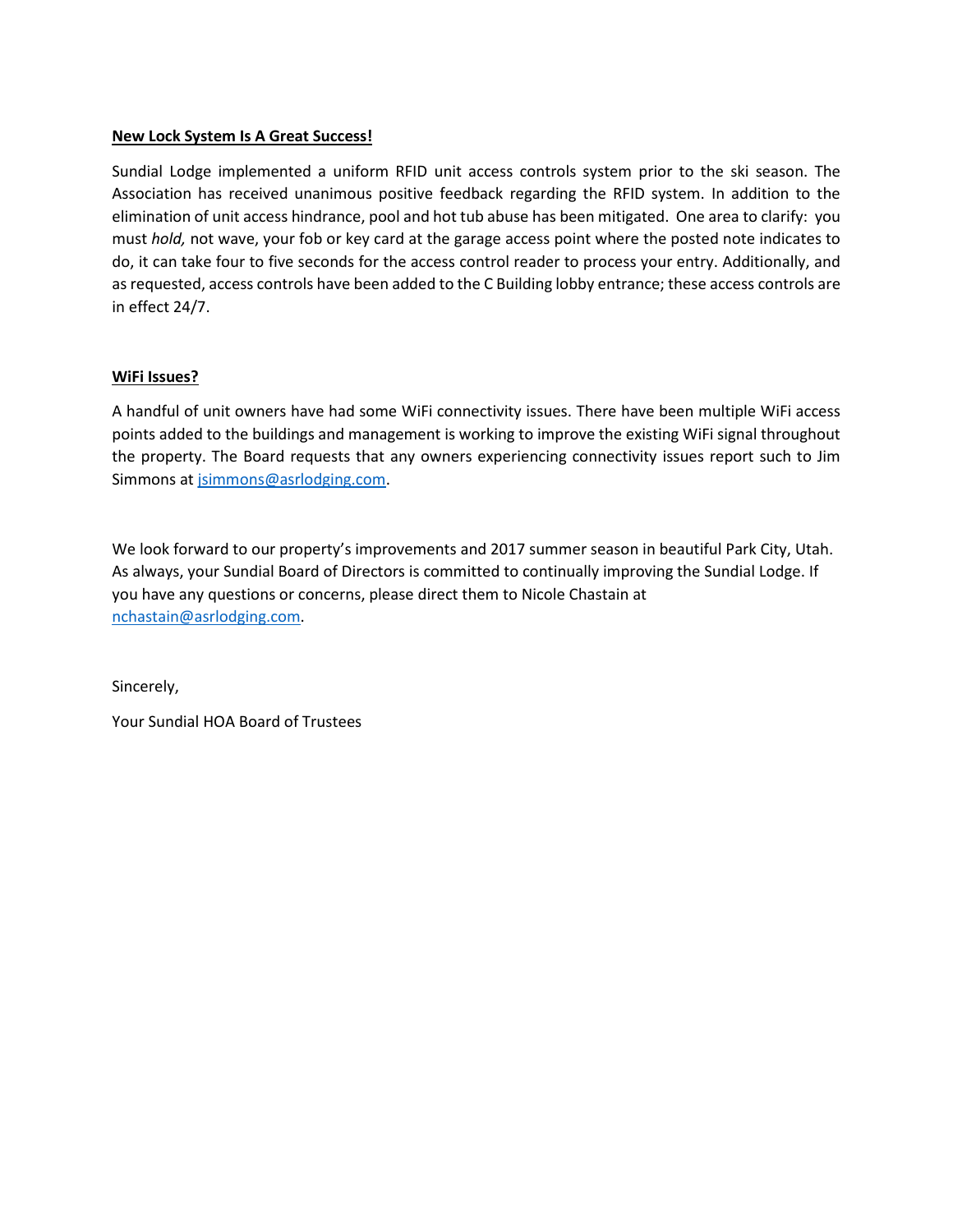**New Lock System Is A Great Success!**

Sundial Lodge implemented a uniform RFID unit access controls system prior to the ski season. The Association has received unanimous positive feedback regarding the RFID system. In addition to the elimination of unit access hindrance, pool and hot tub abuse has been mitigated. One area to clarify: you must *hold,* not wave, your fob or key card at the garage access point where the posted note indicates to do, it can take four to five seconds for the access control reader to process your entry. Additionally, and as requested, access controls have been added to the C Building lobby entrance; these access controls are in effect 24/7.

**WiFi Issues?**

A handful of unit owners have had some WiFi connectivity issues. There have been multiple WiFi access points added to the buildings and management is working to improve the existing WiFi signal throughout the property. The Board requests that any owners experiencing connectivity issues report such to Jim Simmons at jsimmons@asrlodging.com.

We look forward to our property's improvements and 2017 summer season in beautiful Park City, Utah. As always, your Sundial Board of Directors is committed to continually improving the Sundial Lodge. If you have any questions or concerns, please direct them to Nicole Chastain at nchastain@asrlodging.com.

Sincerely,

Your Sundial HOA Board of Trustees